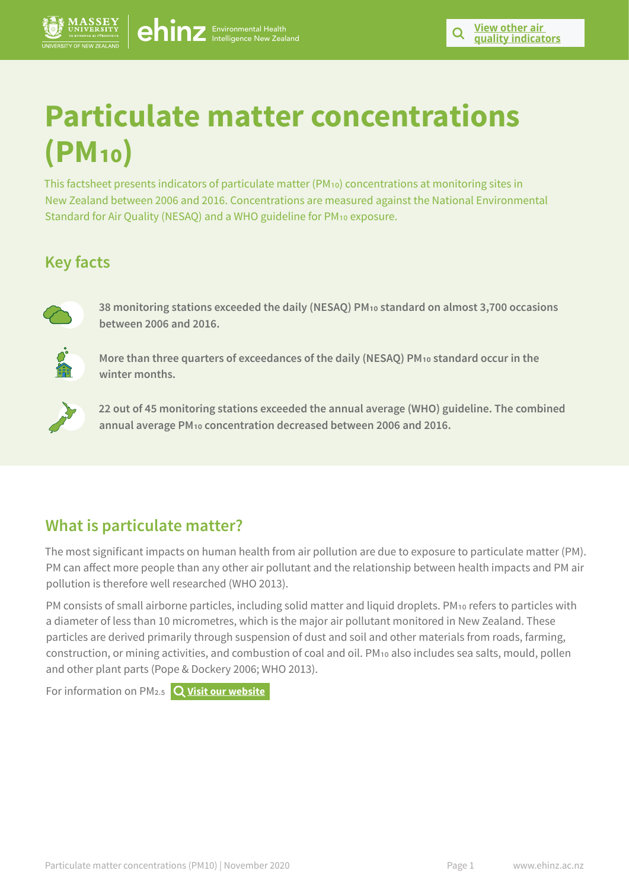# Particulate matter concentrations ($PM_{10}$)

This factsheet presents indicators of particulate matter ($PM_{10}$) concentrations at monitoring sites in New Zealand between 2006 and 2016. Concentrations are measured against the National Environmental Standard for Air Quality (NESAQ) and a WHO guideline for $PM_{10}$ exposure.

## Key facts

**38 monitoring stations exceeded the daily (NESAQ) $PM_{10}$ standard on almost 3,700 occasions between 2006 and 2016.**

**More than three quarters of exceedances of the daily (NESAQ) $PM_{10}$ standard occur in the winter months.**

**22 out of 45 monitoring stations exceeded the annual average (WHO) guideline. The combined annual average $PM_{10}$ concentration decreased between 2006 and 2016.**

## What is particulate matter?

The most significant impacts on human health from air pollution are due to exposure to particulate matter (PM). PM can affect more people than any other air pollutant and the relationship between health impacts and PM air pollution is therefore well researched (WHO 2013).

PM consists of small airborne particles, including solid matter and liquid droplets. $PM_{10}$ refers to particles with a diameter of less than 10 micrometres, which is the major air pollutant monitored in New Zealand. These particles are derived primarily through suspension of dust and soil and other materials from roads, farming, construction, or mining activities, and combustion of coal and oil. $PM_{10}$ also includes sea salts, mould, pollen and other plant parts (Pope & Dockery 2006; WHO 2013).

For information on $PM_{2.5}$ **Visit our website**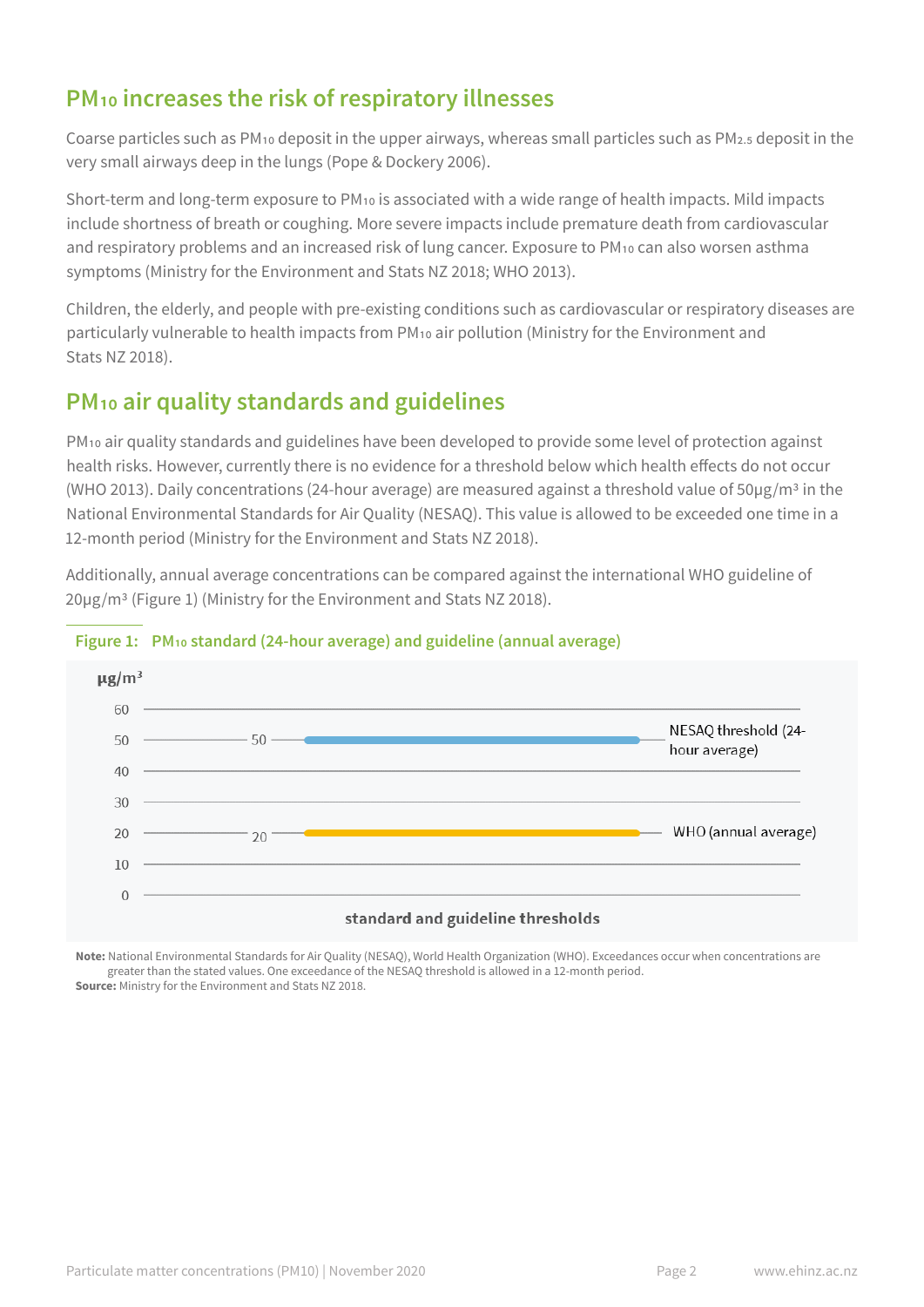## $PM_{10}$ increases the risk of respiratory illnesses

Coarse particles such as $PM_{10}$ deposit in the upper airways, whereas small particles such as $PM_{2.5}$ deposit in the very small airways deep in the lungs (Pope & Dockery 2006).

Short-term and long-term exposure to $PM_{10}$ is associated with a wide range of health impacts. Mild impacts include shortness of breath or coughing. More severe impacts include premature death from cardiovascular and respiratory problems and an increased risk of lung cancer. Exposure to $PM_{10}$ can also worsen asthma symptoms (Ministry for the Environment and Stats NZ 2018; WHO 2013).

Children, the elderly, and people with pre-existing conditions such as cardiovascular or respiratory diseases are particularly vulnerable to health impacts from $PM_{10}$ air pollution (Ministry for the Environment and Stats NZ 2018).

## $PM_{10}$ air quality standards and guidelines

$PM_{10}$ air quality standards and guidelines have been developed to provide some level of protection against health risks. However, currently there is no evidence for a threshold below which health effects do not occur (WHO 2013). Daily concentrations (24-hour average) are measured against a threshold value of 50µg/m³ in the National Environmental Standards for Air Quality (NESAQ). This value is allowed to be exceeded one time in a 12-month period (Ministry for the Environment and Stats NZ 2018).

Additionally, annual average concentrations can be compared against the international WHO guideline of 20µg/m³ (Figure 1) (Ministry for the Environment and Stats NZ 2018).

**Figure 1: $PM_{10}$ standard (24-hour average) and guideline (annual average)**

| Threshold | µg/m³ |
|---|---|
| NESAQ threshold (24-hour average) | 50 |
| WHO (annual average) | 20 |

**Note:** National Environmental Standards for Air Quality (NESAQ), World Health Organization (WHO). Exceedances occur when concentrations are greater than the stated values. One exceedance of the NESAQ threshold is allowed in a 12-month period.
**Source:** Ministry for the Environment and Stats NZ 2018.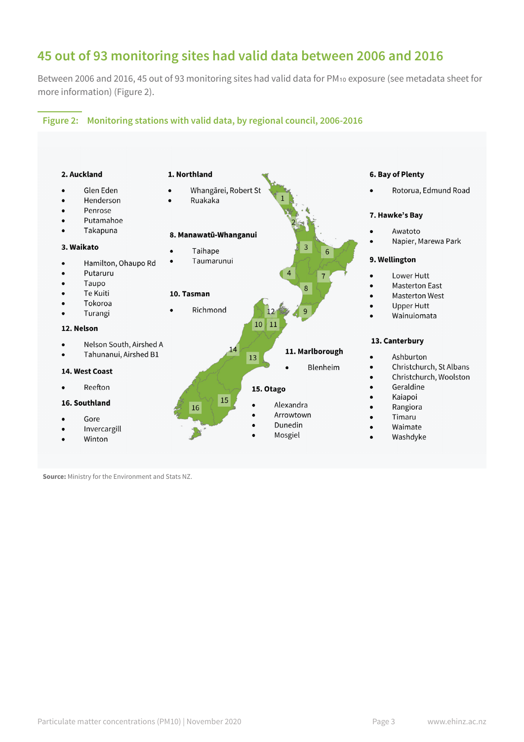## 45 out of 93 monitoring sites had valid data between 2006 and 2016

Between 2006 and 2016, 45 out of 93 monitoring sites had valid data for $PM_{10}$ exposure (see metadata sheet for more information) (Figure 2).

**Figure 2: Monitoring stations with valid data, by regional council, 2006-2016**

**1. Northland**

- Whangārei, Robert St
- Ruakaka

**2. Auckland**

- Glen Eden
- Henderson
- Penrose
- Putamahoe
- Takapuna

**3. Waikato**

- Hamilton, Ohaupo Rd
- Putaruru
- Taupo
- Te Kuiti
- Tokoroa
- Turangi

**6. Bay of Plenty**

- Rotorua, Edmund Road

**7. Hawke's Bay**

- Awatoto
- Napier, Marewa Park

**8. Manawatū-Whanganui**

- Taihape
- Taumarunui

**9. Wellington**

- Lower Hutt
- Masterton East
- Masterton West
- Upper Hutt
- Wainuiomata

**10. Tasman**

- Richmond

**11. Marlborough**

- Blenheim

**12. Nelson**

- Nelson South, Airshed A
- Tahunanui, Airshed B1

**13. Canterbury**

- Ashburton
- Christchurch, St Albans
- Christchurch, Woolston
- Geraldine
- Kaiapoi
- Rangiora
- Timaru
- Waimate
- Washdyke

**14. West Coast**

- Reefton

**15. Otago**

- Alexandra
- Arrowtown
- Dunedin
- Mosgiel

**16. Southland**

- Gore
- Invercargill
- Winton

**Source:** Ministry for the Environment and Stats NZ.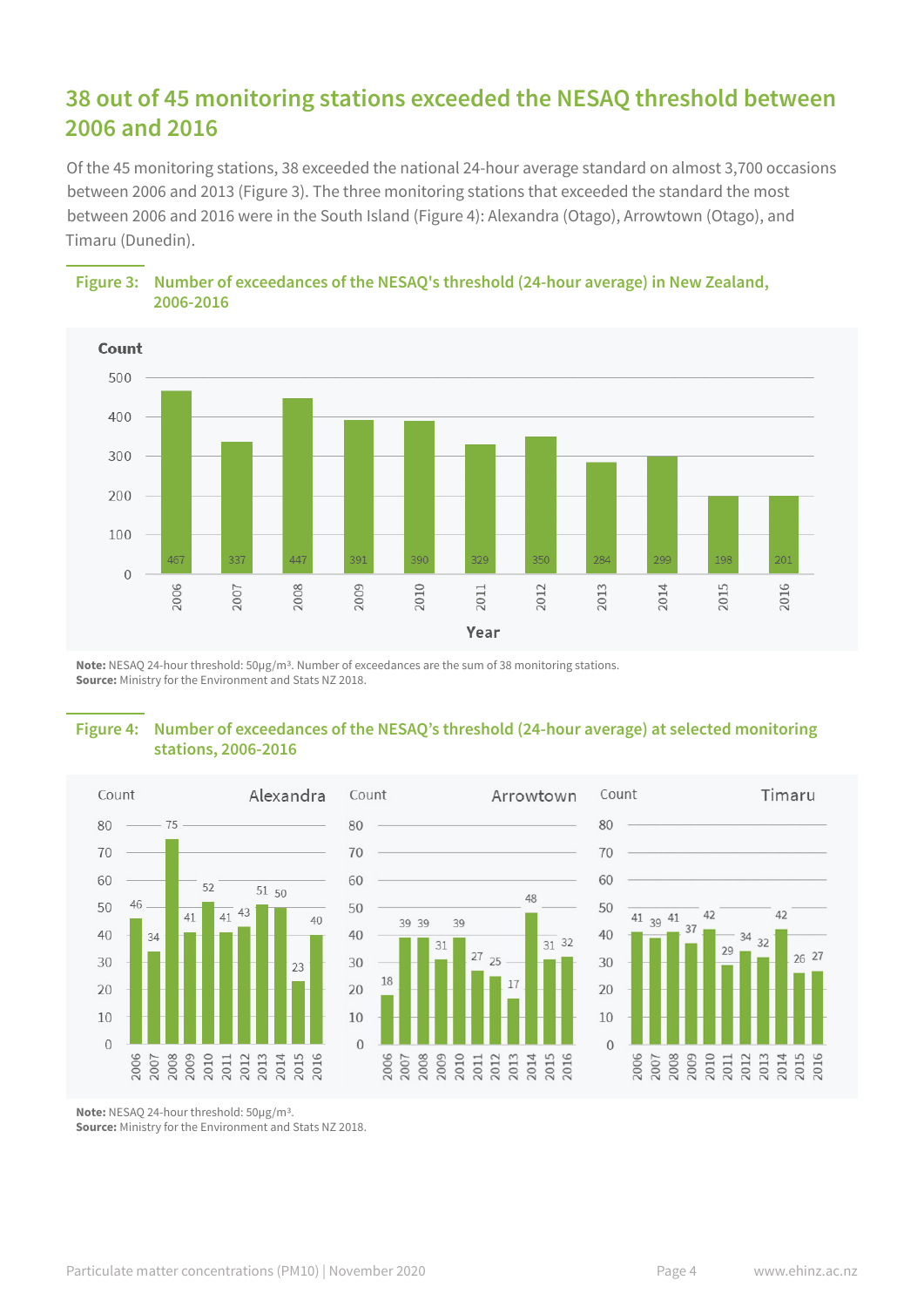## 38 out of 45 monitoring stations exceeded the NESAQ threshold between 2006 and 2016

Of the 45 monitoring stations, 38 exceeded the national 24-hour average standard on almost 3,700 occasions between 2006 and 2013 (Figure 3). The three monitoring stations that exceeded the standard the most between 2006 and 2016 were in the South Island (Figure 4): Alexandra (Otago), Arrowtown (Otago), and Timaru (Dunedin).

**Figure 3: Number of exceedances of the NESAQ's threshold (24-hour average) in New Zealand, 2006-2016**

| Year | Count |
|---|---|
| 2006 | 467 |
| 2007 | 337 |
| 2008 | 447 |
| 2009 | 391 |
| 2010 | 390 |
| 2011 | 329 |
| 2012 | 350 |
| 2013 | 284 |
| 2014 | 299 |
| 2015 | 198 |
| 2016 | 201 |

**Note:** NESAQ 24-hour threshold: 50µg/m³. Number of exceedances are the sum of 38 monitoring stations.
**Source:** Ministry for the Environment and Stats NZ 2018.

**Figure 4: Number of exceedances of the NESAQ's threshold (24-hour average) at selected monitoring stations, 2006-2016**

| Year | Alexandra | Arrowtown | Timaru |
|---|---|---|---|
| 2006 | 46 | 18 | 41 |
| 2007 | 34 | 39 | 39 |
| 2008 | 75 | 39 | 41 |
| 2009 | 41 | 31 | 37 |
| 2010 | 52 | 39 | 42 |
| 2011 | 41 | 27 | 29 |
| 2012 | 43 | 25 | 34 |
| 2013 | 51 | 17 | 32 |
| 2014 | 50 | 48 | 42 |
| 2015 | 23 | 31 | 26 |
| 2016 | 40 | 32 | 27 |

**Note:** NESAQ 24-hour threshold: 50µg/m³.
**Source:** Ministry for the Environment and Stats NZ 2018.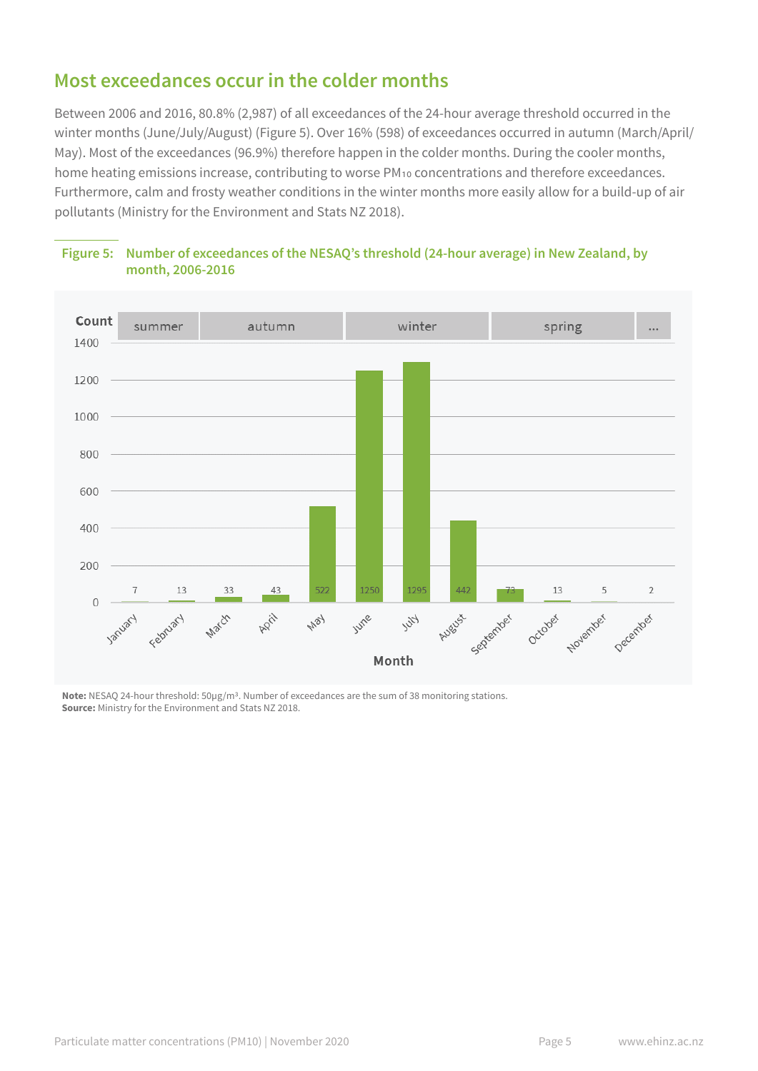## Most exceedances occur in the colder months

Between 2006 and 2016, 80.8% (2,987) of all exceedances of the 24-hour average threshold occurred in the winter months (June/July/August) (Figure 5). Over 16% (598) of exceedances occurred in autumn (March/April/May). Most of the exceedances (96.9%) therefore happen in the colder months. During the cooler months, home heating emissions increase, contributing to worse $PM_{10}$ concentrations and therefore exceedances. Furthermore, calm and frosty weather conditions in the winter months more easily allow for a build-up of air pollutants (Ministry for the Environment and Stats NZ 2018).

**Figure 5: Number of exceedances of the NESAQ's threshold (24-hour average) in New Zealand, by month, 2006-2016**

| Season | Month | Count |
|---|---|---|
| summer | January | 7 |
| summer | February | 13 |
| autumn | March | 33 |
| autumn | April | 43 |
| autumn | May | 522 |
| winter | June | 1250 |
| winter | July | 1295 |
| winter | August | 442 |
| spring | September | 73 |
| spring | October | 13 |
| spring | November | 5 |
| ... | December | 2 |

**Note:** NESAQ 24-hour threshold: 50µg/m³. Number of exceedances are the sum of 38 monitoring stations.
**Source:** Ministry for the Environment and Stats NZ 2018.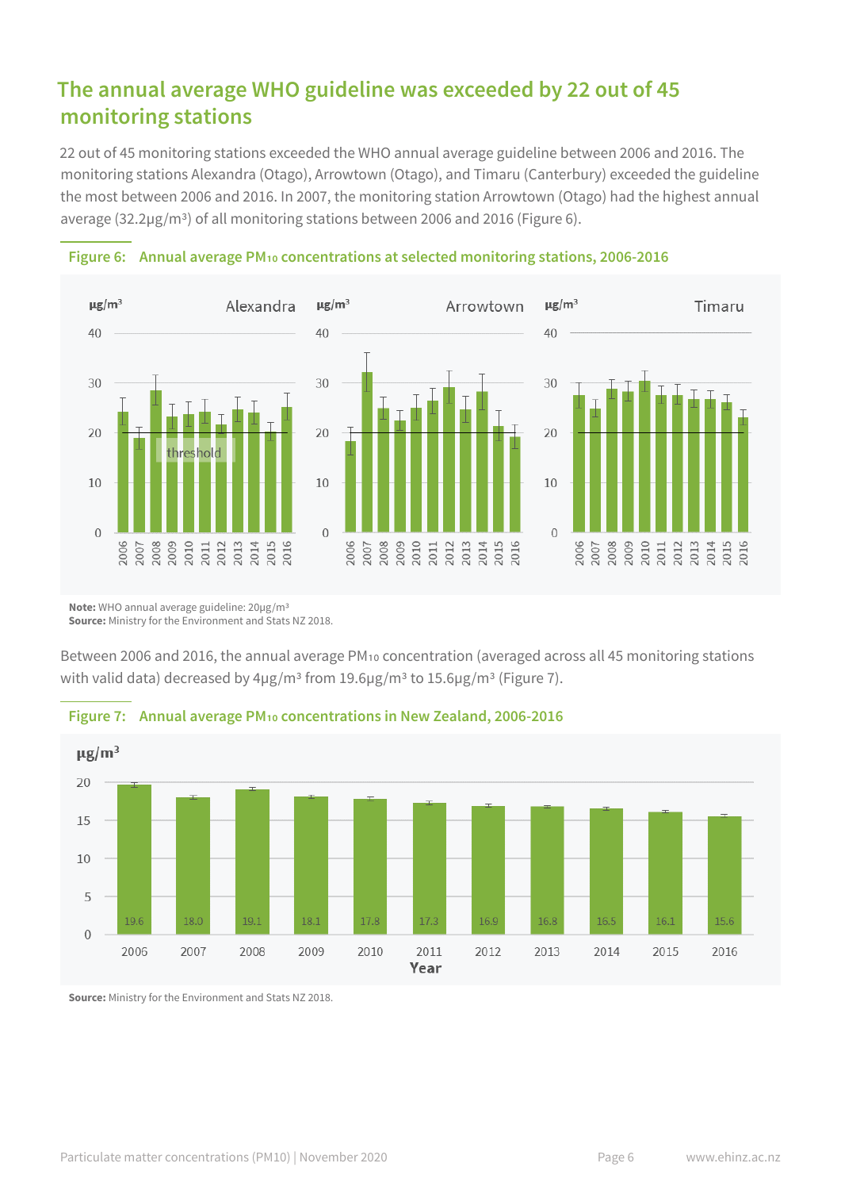## The annual average WHO guideline was exceeded by 22 out of 45 monitoring stations

22 out of 45 monitoring stations exceeded the WHO annual average guideline between 2006 and 2016. The monitoring stations Alexandra (Otago), Arrowtown (Otago), and Timaru (Canterbury) exceeded the guideline the most between 2006 and 2016. In 2007, the monitoring station Arrowtown (Otago) had the highest annual average (32.2µg/m³) of all monitoring stations between 2006 and 2016 (Figure 6).

**Figure 6: Annual average $PM_{10}$ concentrations at selected monitoring stations, 2006-2016**

**Note:** WHO annual average guideline: 20µg/m³
**Source:** Ministry for the Environment and Stats NZ 2018.

Between 2006 and 2016, the annual average $PM_{10}$ concentration (averaged across all 45 monitoring stations with valid data) decreased by 4µg/m³ from 19.6µg/m³ to 15.6µg/m³ (Figure 7).

**Figure 7: Annual average $PM_{10}$ concentrations in New Zealand, 2006-2016**

| Year | 2006 | 2007 | 2008 | 2009 | 2010 | 2011 | 2012 | 2013 | 2014 | 2015 | 2016 |
|---|---|---|---|---|---|---|---|---|---|---|---|
| µg/m³ | 19.6 | 18.0 | 19.1 | 18.1 | 17.8 | 17.3 | 16.9 | 16.8 | 16.5 | 16.1 | 15.6 |

**Source:** Ministry for the Environment and Stats NZ 2018.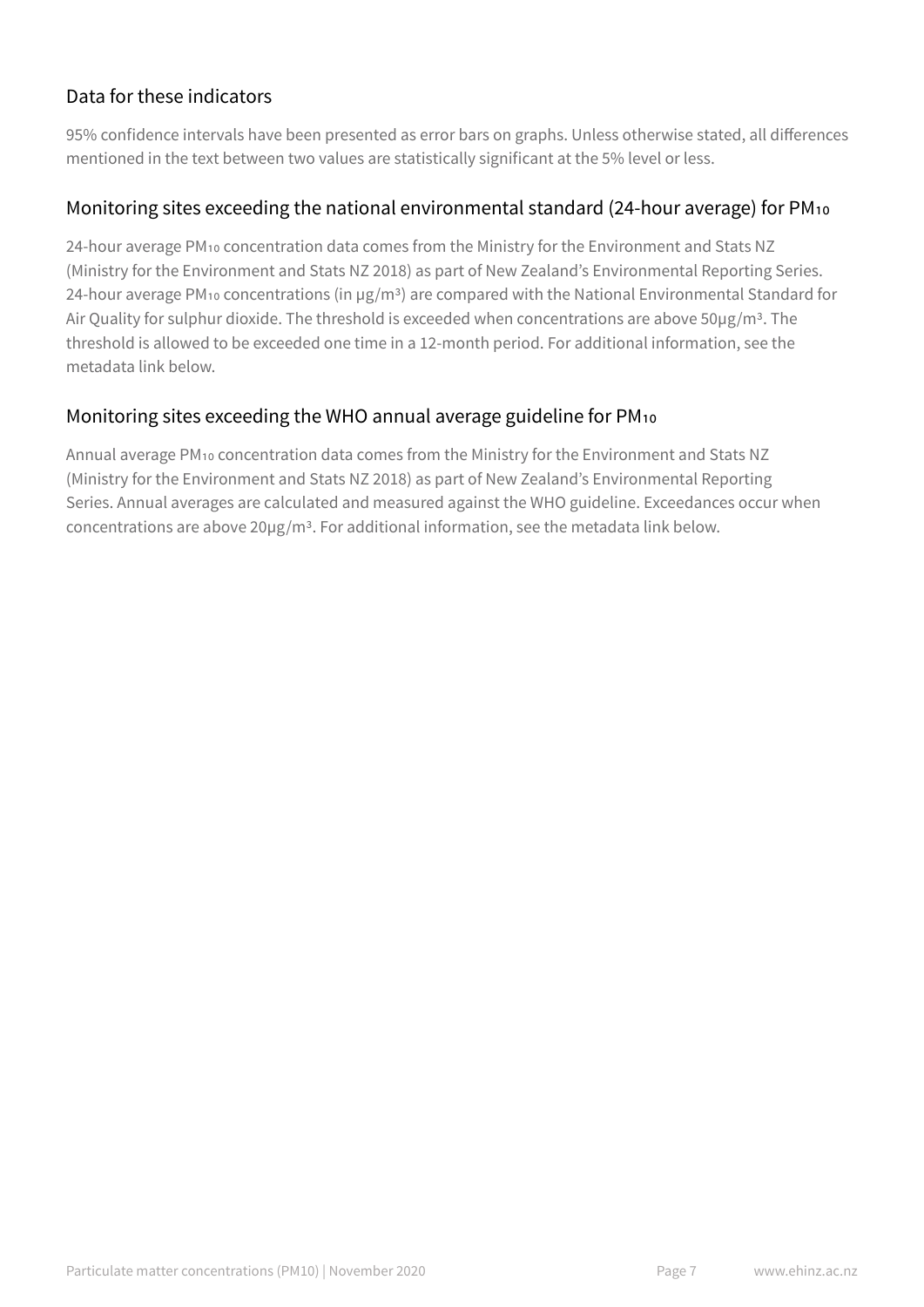## Data for these indicators

95% confidence intervals have been presented as error bars on graphs. Unless otherwise stated, all differences mentioned in the text between two values are statistically significant at the 5% level or less.

### Monitoring sites exceeding the national environmental standard (24-hour average) for $PM_{10}$

24-hour average $PM_{10}$ concentration data comes from the Ministry for the Environment and Stats NZ (Ministry for the Environment and Stats NZ 2018) as part of New Zealand's Environmental Reporting Series. 24-hour average $PM_{10}$ concentrations (in $\mu g/m^3$) are compared with the National Environmental Standard for Air Quality for sulphur dioxide. The threshold is exceeded when concentrations are above $50 \mu g/m^3$. The threshold is allowed to be exceeded one time in a 12-month period. For additional information, see the metadata link below.

### Monitoring sites exceeding the WHO annual average guideline for $PM_{10}$

Annual average $PM_{10}$ concentration data comes from the Ministry for the Environment and Stats NZ (Ministry for the Environment and Stats NZ 2018) as part of New Zealand's Environmental Reporting Series. Annual averages are calculated and measured against the WHO guideline. Exceedances occur when concentrations are above $20 \mu g/m^3$. For additional information, see the metadata link below.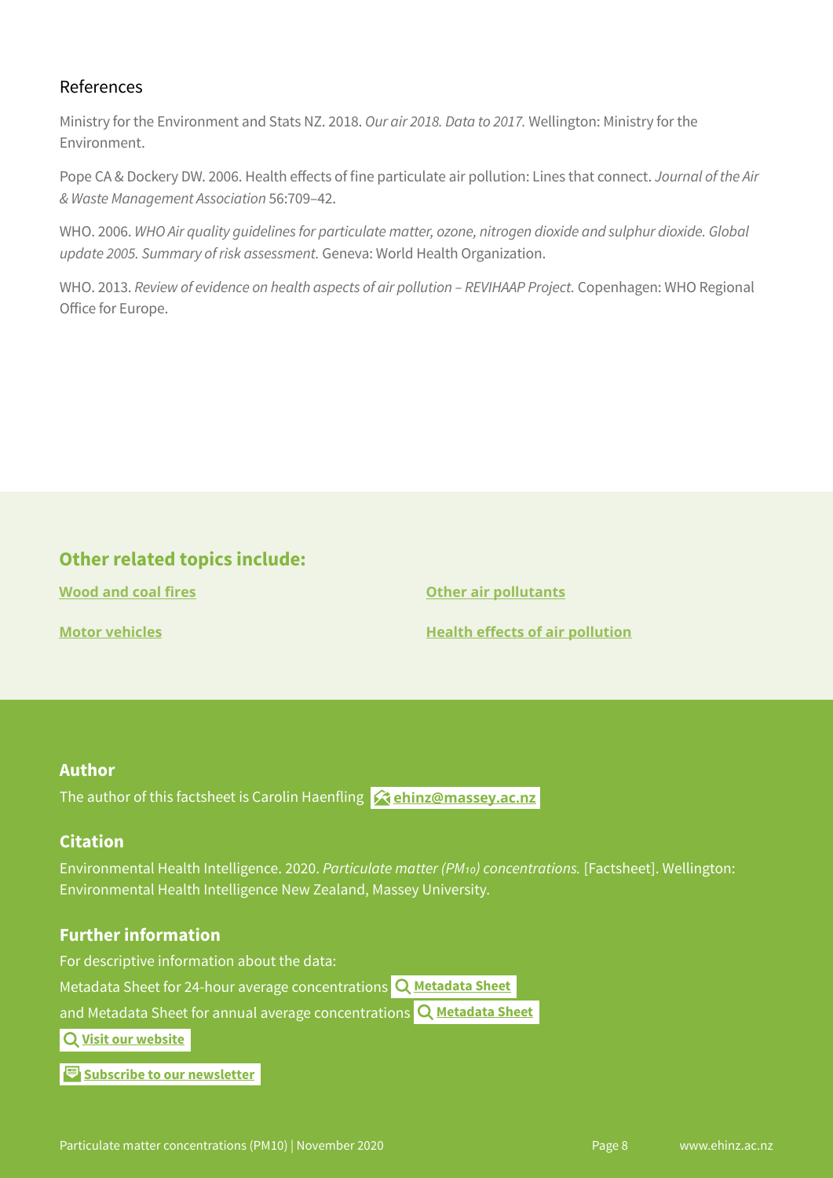## References

Ministry for the Environment and Stats NZ. 2018. *Our air 2018. Data to 2017.* Wellington: Ministry for the Environment.

Pope CA & Dockery DW. 2006. Health effects of fine particulate air pollution: Lines that connect. *Journal of the Air & Waste Management Association* 56:709–42.

WHO. 2006. *WHO Air quality guidelines for particulate matter, ozone, nitrogen dioxide and sulphur dioxide. Global update 2005. Summary of risk assessment.* Geneva: World Health Organization.

WHO. 2013. *Review of evidence on health aspects of air pollution – REVIHAAP Project.* Copenhagen: WHO Regional Office for Europe.

## Other related topics include:

**Wood and coal fires**

**Other air pollutants**

**Motor vehicles**

**Health effects of air pollution**

### Author

The author of this factsheet is Carolin Haenfling **ehinz@massey.ac.nz**

### Citation

Environmental Health Intelligence. 2020. *Particulate matter ($PM_{10}$) concentrations.* [Factsheet]. Wellington: Environmental Health Intelligence New Zealand, Massey University.

### Further information

For descriptive information about the data:

Metadata Sheet for 24-hour average concentrations **Metadata Sheet**

and Metadata Sheet for annual average concentrations **Metadata Sheet**

**Visit our website**

**Subscribe to our newsletter**